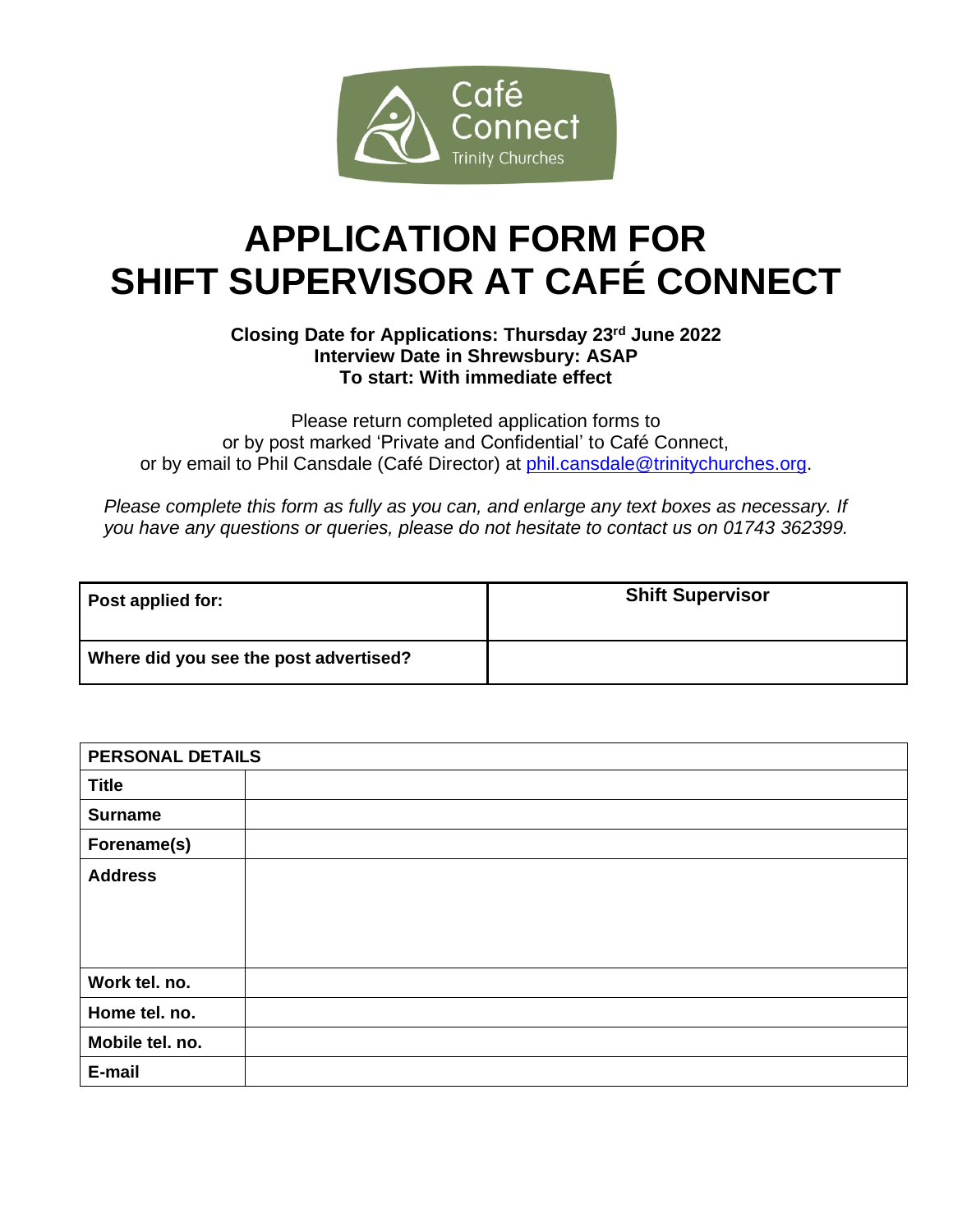Café Connect
Trinity Churches

# APPLICATION FORM FOR SHIFT SUPERVISOR AT CAFÉ CONNECT

**Closing Date for Applications: Thursday 23rd June 2022**
**Interview Date in Shrewsbury: ASAP**
**To start: With immediate effect**

Please return completed application forms to
or by post marked 'Private and Confidential' to Café Connect,
or by email to Phil Cansdale (Café Director) at phil.cansdale@trinitychurches.org.

*Please complete this form as fully as you can, and enlarge any text boxes as necessary. If you have any questions or queries, please do not hesitate to contact us on 01743 362399.*

| **Post applied for:** | **Shift Supervisor** |
|---|---|
| **Where did you see the post advertised?** | |

| **PERSONAL DETAILS** | |
|---|---|
| **Title** | |
| **Surname** | |
| **Forename(s)** | |
| **Address** | |
| **Work tel. no.** | |
| **Home tel. no.** | |
| **Mobile tel. no.** | |
| **E-mail** | |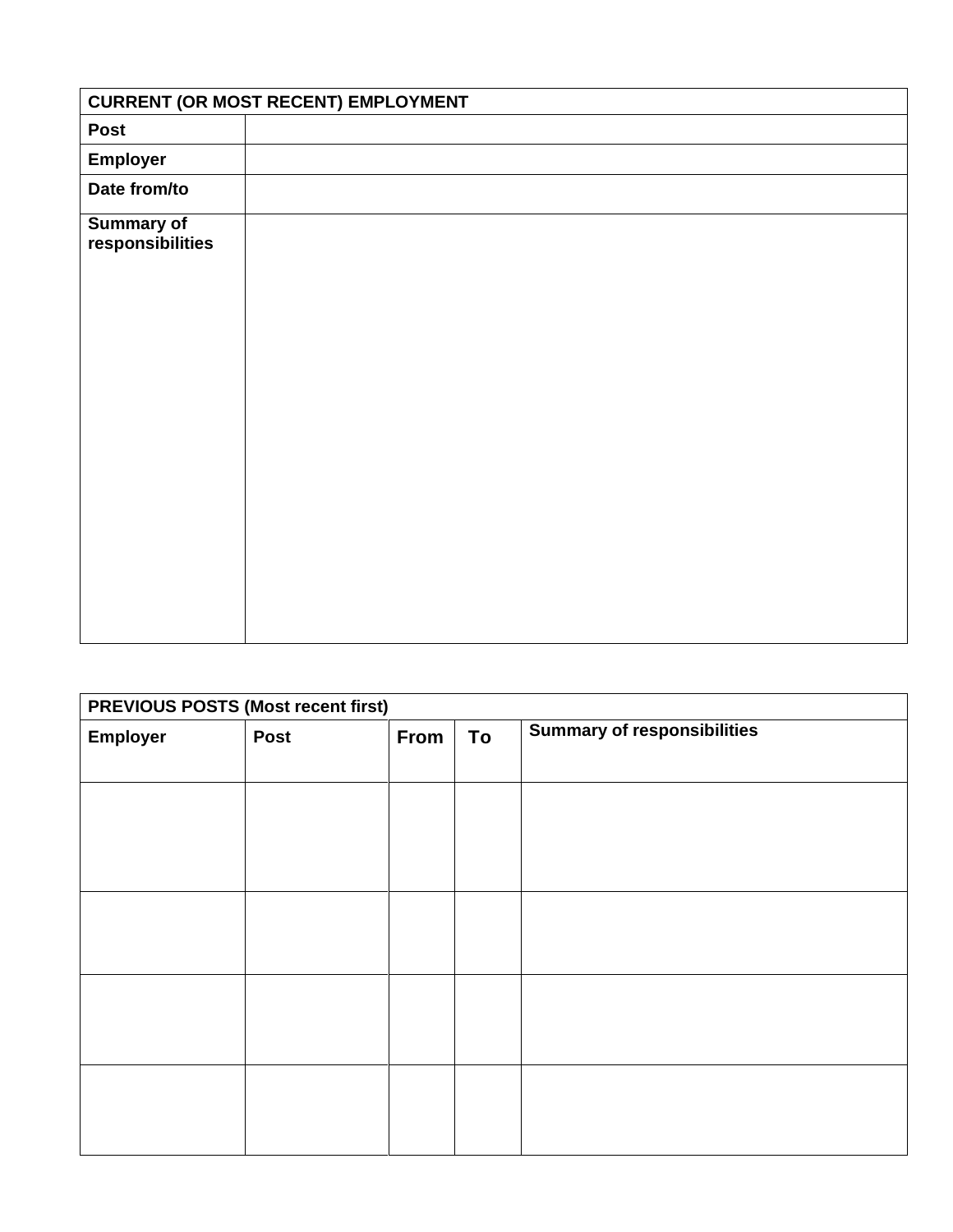| CURRENT (OR MOST RECENT) EMPLOYMENT | |
|---|---|
| **Post** | |
| **Employer** | |
| **Date from/to** | |
| **Summary of responsibilities** | |

| PREVIOUS POSTS (Most recent first) | | | | |
|---|---|---|---|---|
| **Employer** | **Post** | **From** | **To** | **Summary of responsibilities** |
| | | | | |
| | | | | |
| | | | | |
| | | | | |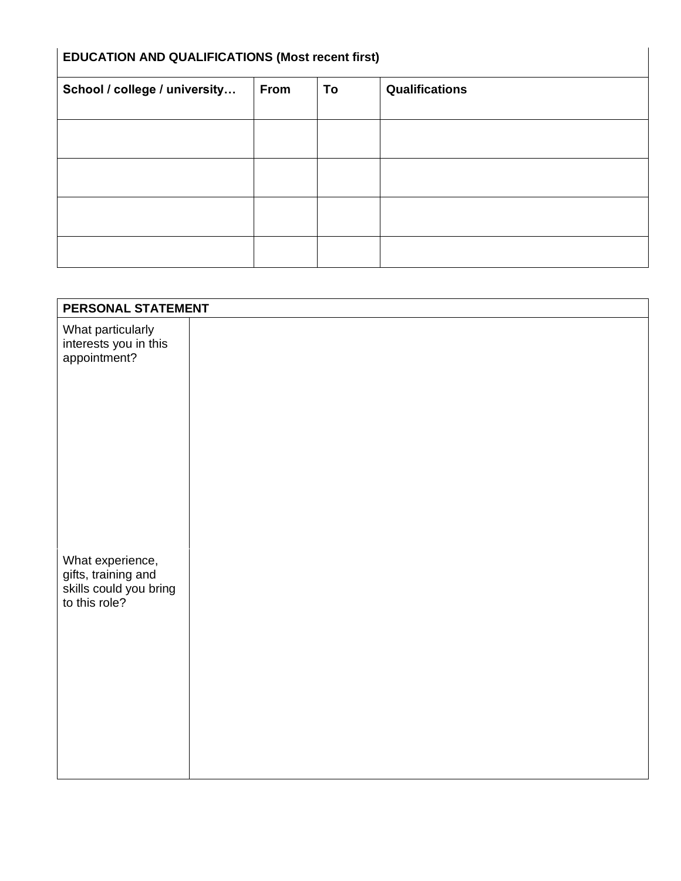## EDUCATION AND QUALIFICATIONS (Most recent first)

| School / college / university… | From | To | Qualifications |
|---|---|---|---|
| | | | |
| | | | |
| | | | |
| | | | |

## PERSONAL STATEMENT

| | |
|---|---|
| What particularly interests you in this appointment? | |
| What experience, gifts, training and skills could you bring to this role? | |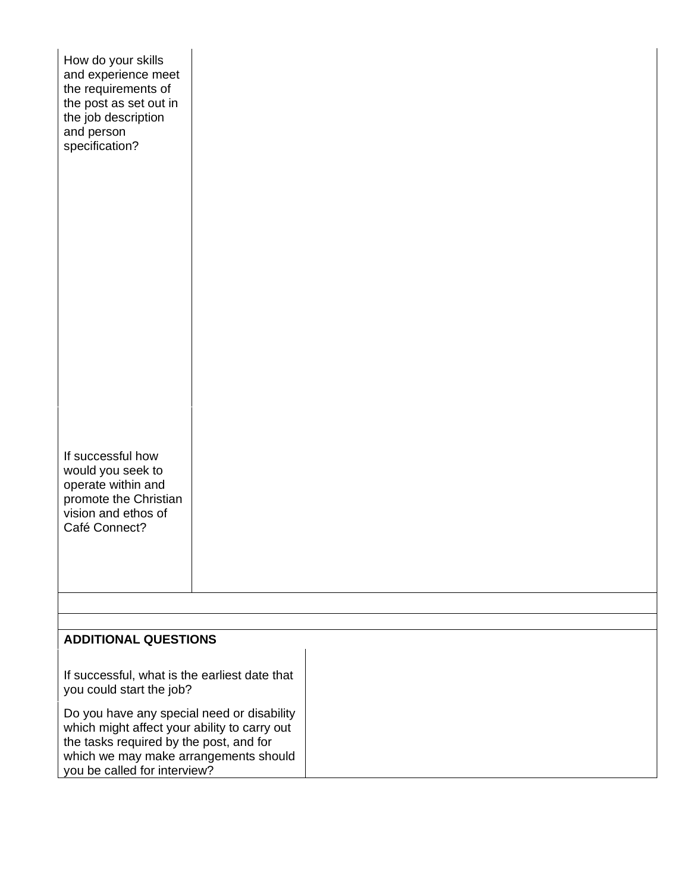| | |
|---|---|
| How do your skills and experience meet the requirements of the post as set out in the job description and person specification? | |
| If successful how would you seek to operate within and promote the Christian vision and ethos of Café Connect? | |

**ADDITIONAL QUESTIONS**

| | |
|---|---|
| If successful, what is the earliest date that you could start the job? | |
| Do you have any special need or disability which might affect your ability to carry out the tasks required by the post, and for which we may make arrangements should you be called for interview? | |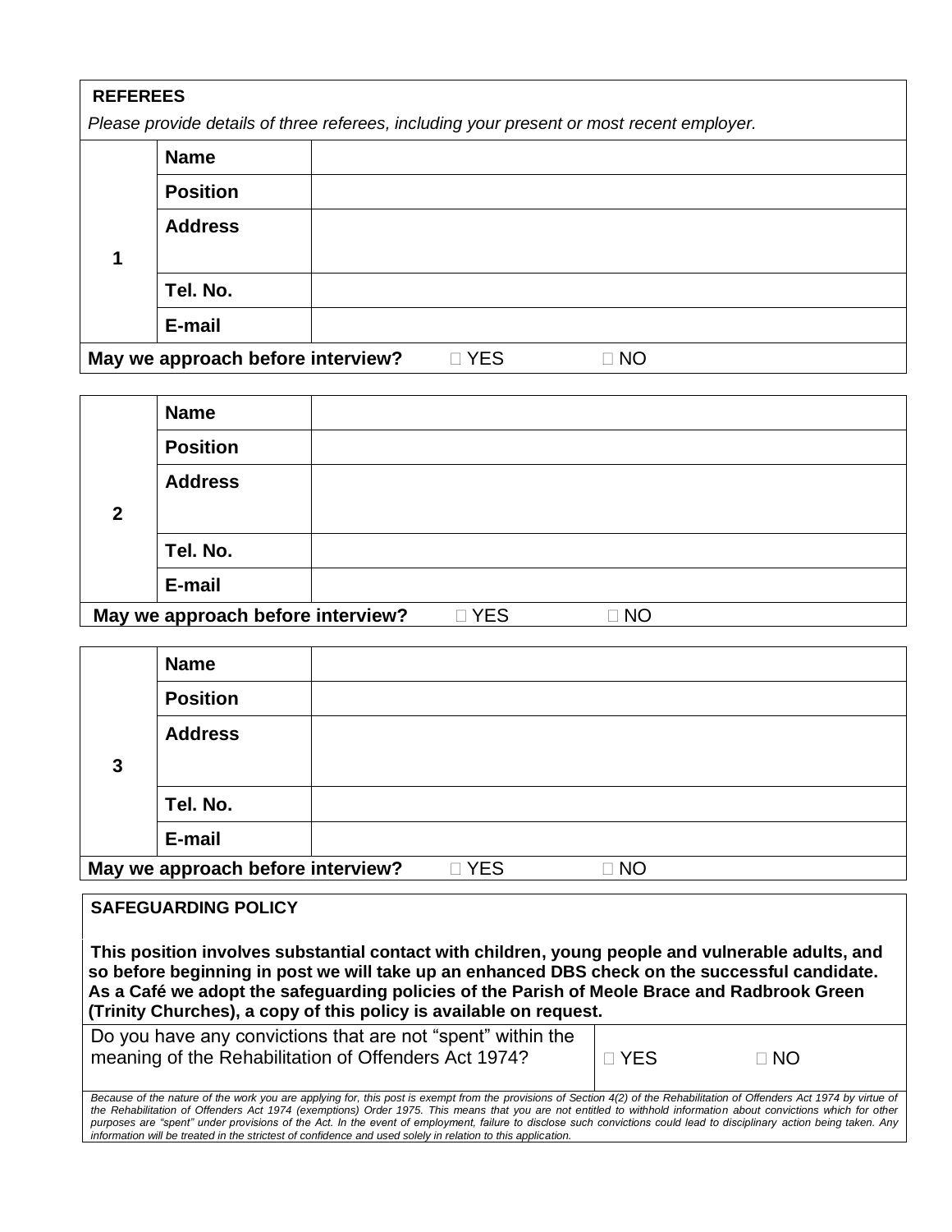## REFEREES

*Please provide details of three referees, including your present or most recent employer.*

| | | |
|---|---|---|
| **1** | **Name** | |
| | **Position** | |
| | **Address** | |
| | **Tel. No.** | |
| | **E-mail** | |

**May we approach before interview?** ☐ YES ☐ NO

| | | |
|---|---|---|
| **2** | **Name** | |
| | **Position** | |
| | **Address** | |
| | **Tel. No.** | |
| | **E-mail** | |

**May we approach before interview?** ☐ YES ☐ NO

| | | |
|---|---|---|
| **3** | **Name** | |
| | **Position** | |
| | **Address** | |
| | **Tel. No.** | |
| | **E-mail** | |

**May we approach before interview?** ☐ YES ☐ NO

## SAFEGUARDING POLICY

**This position involves substantial contact with children, young people and vulnerable adults, and so before beginning in post we will take up an enhanced DBS check on the successful candidate. As a Café we adopt the safeguarding policies of the Parish of Meole Brace and Radbrook Green (Trinity Churches), a copy of this policy is available on request.**

| | |
|---|---|
| Do you have any convictions that are not "spent" within the meaning of the Rehabilitation of Offenders Act 1974? | ☐ YES ☐ NO |

*Because of the nature of the work you are applying for, this post is exempt from the provisions of Section 4(2) of the Rehabilitation of Offenders Act 1974 by virtue of the Rehabilitation of Offenders Act 1974 (exemptions) Order 1975. This means that you are not entitled to withhold information about convictions which for other purposes are "spent" under provisions of the Act. In the event of employment, failure to disclose such convictions could lead to disciplinary action being taken. Any information will be treated in the strictest of confidence and used solely in relation to this application.*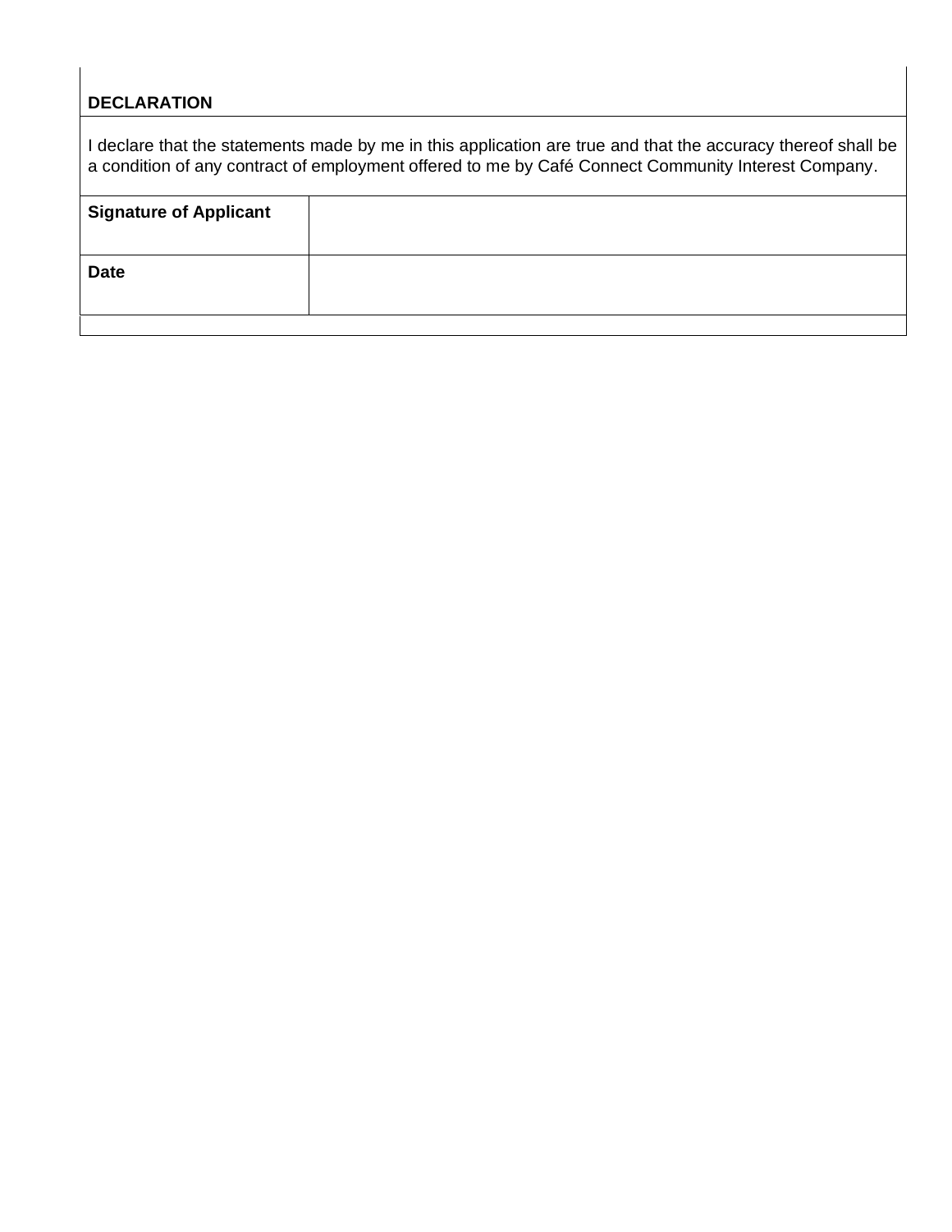**DECLARATION**

I declare that the statements made by me in this application are true and that the accuracy thereof shall be a condition of any contract of employment offered to me by Café Connect Community Interest Company.

| | |
|---|---|
| **Signature of Applicant** | |
| **Date** | |